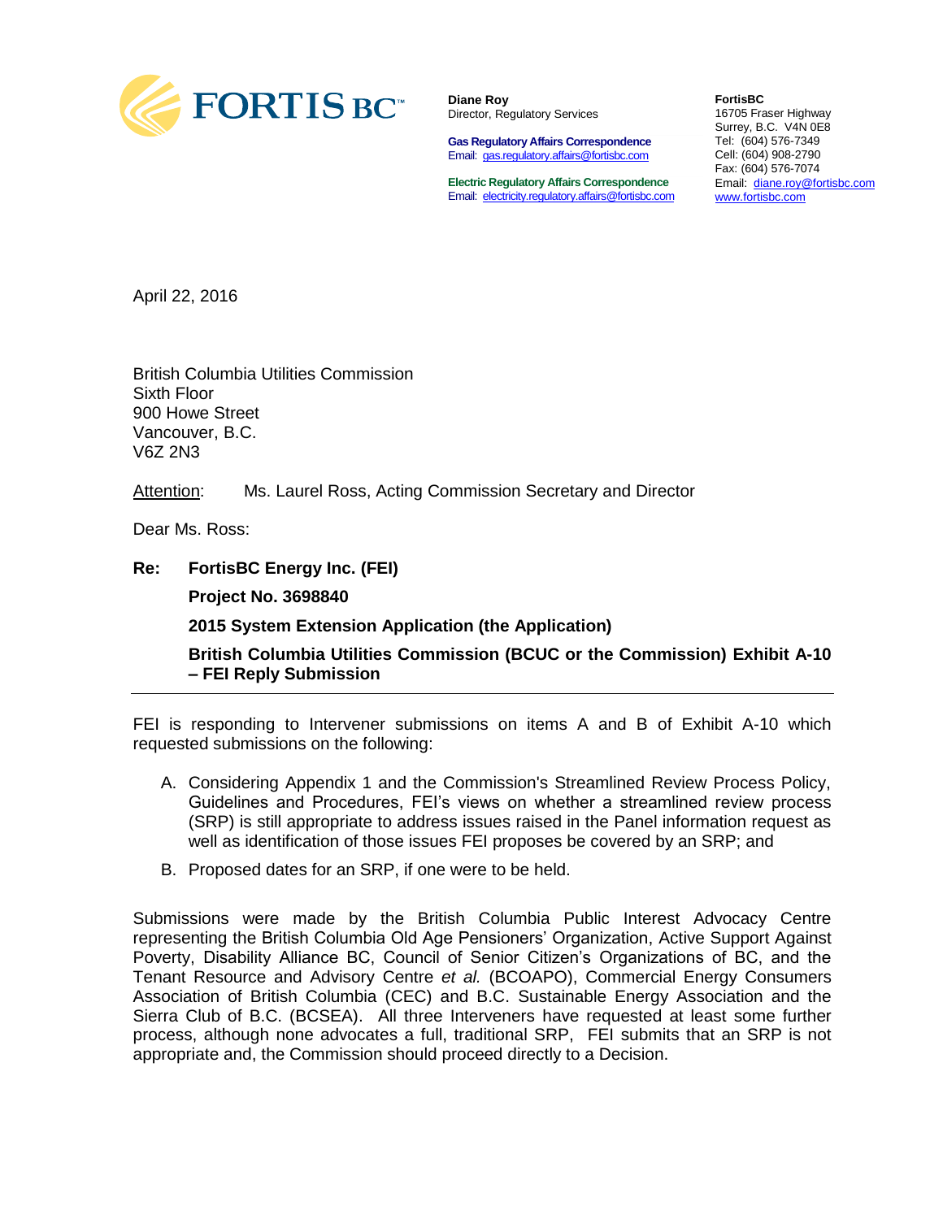FORTIS BC™

**Diane Roy**
Director, Regulatory Services

**Gas Regulatory Affairs Correspondence**
Email: gas.regulatory.affairs@fortisbc.com

**Electric Regulatory Affairs Correspondence**
Email: electricity.regulatory.affairs@fortisbc.com

**FortisBC**
16705 Fraser Highway
Surrey, B.C. V4N 0E8
Tel: (604) 576-7349
Cell: (604) 908-2790
Fax: (604) 576-7074
Email: diane.roy@fortisbc.com
www.fortisbc.com

April 22, 2016

British Columbia Utilities Commission
Sixth Floor
900 Howe Street
Vancouver, B.C.
V6Z 2N3

Attention: Ms. Laurel Ross, Acting Commission Secretary and Director

Dear Ms. Ross:

**Re: FortisBC Energy Inc. (FEI)**

**Project No. 3698840**

**2015 System Extension Application (the Application)**

**British Columbia Utilities Commission (BCUC or the Commission) Exhibit A-10 – FEI Reply Submission**

---

FEI is responding to Intervener submissions on items A and B of Exhibit A-10 which requested submissions on the following:

A. Considering Appendix 1 and the Commission's Streamlined Review Process Policy, Guidelines and Procedures, FEI's views on whether a streamlined review process (SRP) is still appropriate to address issues raised in the Panel information request as well as identification of those issues FEI proposes be covered by an SRP; and

B. Proposed dates for an SRP, if one were to be held.

Submissions were made by the British Columbia Public Interest Advocacy Centre representing the British Columbia Old Age Pensioners' Organization, Active Support Against Poverty, Disability Alliance BC, Council of Senior Citizen's Organizations of BC, and the Tenant Resource and Advisory Centre *et al.* (BCOAPO), Commercial Energy Consumers Association of British Columbia (CEC) and B.C. Sustainable Energy Association and the Sierra Club of B.C. (BCSEA). All three Interveners have requested at least some further process, although none advocates a full, traditional SRP, FEI submits that an SRP is not appropriate and, the Commission should proceed directly to a Decision.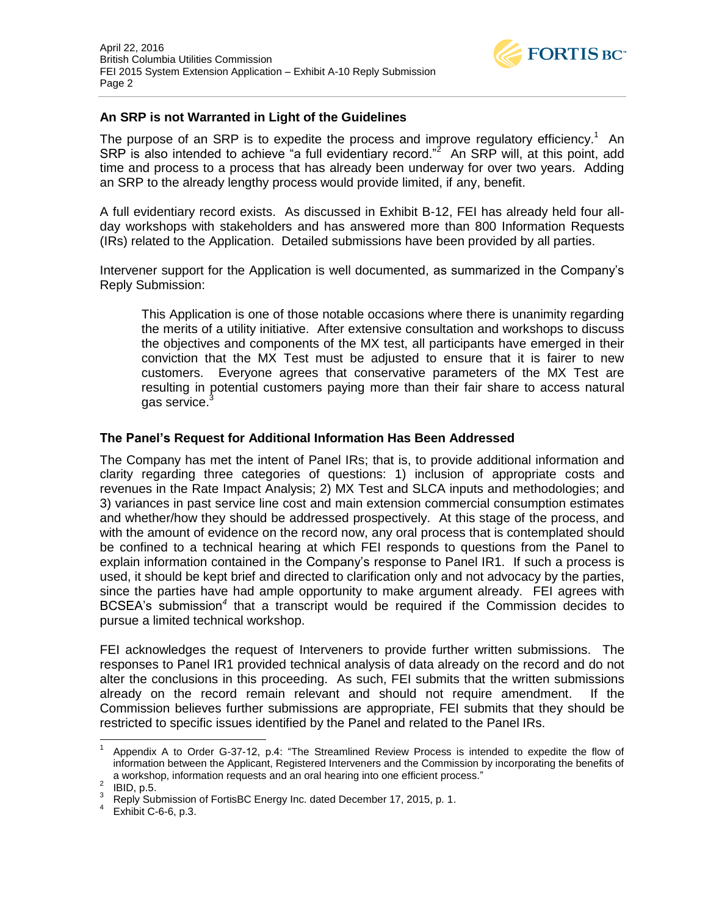## An SRP is not Warranted in Light of the Guidelines

The purpose of an SRP is to expedite the process and improve regulatory efficiency.[1] An SRP is also intended to achieve "a full evidentiary record."[2] An SRP will, at this point, add time and process to a process that has already been underway for over two years. Adding an SRP to the already lengthy process would provide limited, if any, benefit.

A full evidentiary record exists. As discussed in Exhibit B-12, FEI has already held four all-day workshops with stakeholders and has answered more than 800 Information Requests (IRs) related to the Application. Detailed submissions have been provided by all parties.

Intervener support for the Application is well documented, as summarized in the Company's Reply Submission:

> This Application is one of those notable occasions where there is unanimity regarding the merits of a utility initiative. After extensive consultation and workshops to discuss the objectives and components of the MX test, all participants have emerged in their conviction that the MX Test must be adjusted to ensure that it is fairer to new customers. Everyone agrees that conservative parameters of the MX Test are resulting in potential customers paying more than their fair share to access natural gas service.[3]

## The Panel's Request for Additional Information Has Been Addressed

The Company has met the intent of Panel IRs; that is, to provide additional information and clarity regarding three categories of questions: 1) inclusion of appropriate costs and revenues in the Rate Impact Analysis; 2) MX Test and SLCA inputs and methodologies; and 3) variances in past service line cost and main extension commercial consumption estimates and whether/how they should be addressed prospectively. At this stage of the process, and with the amount of evidence on the record now, any oral process that is contemplated should be confined to a technical hearing at which FEI responds to questions from the Panel to explain information contained in the Company's response to Panel IR1. If such a process is used, it should be kept brief and directed to clarification only and not advocacy by the parties, since the parties have had ample opportunity to make argument already. FEI agrees with BCSEA's submission[4] that a transcript would be required if the Commission decides to pursue a limited technical workshop.

FEI acknowledges the request of Interveners to provide further written submissions. The responses to Panel IR1 provided technical analysis of data already on the record and do not alter the conclusions in this proceeding. As such, FEI submits that the written submissions already on the record remain relevant and should not require amendment. If the Commission believes further submissions are appropriate, FEI submits that they should be restricted to specific issues identified by the Panel and related to the Panel IRs.

---

[1] Appendix A to Order G-37-12, p.4: "The Streamlined Review Process is intended to expedite the flow of information between the Applicant, Registered Interveners and the Commission by incorporating the benefits of a workshop, information requests and an oral hearing into one efficient process."

[2] IBID, p.5.

[3] Reply Submission of FortisBC Energy Inc. dated December 17, 2015, p. 1.

[4] Exhibit C-6-6, p.3.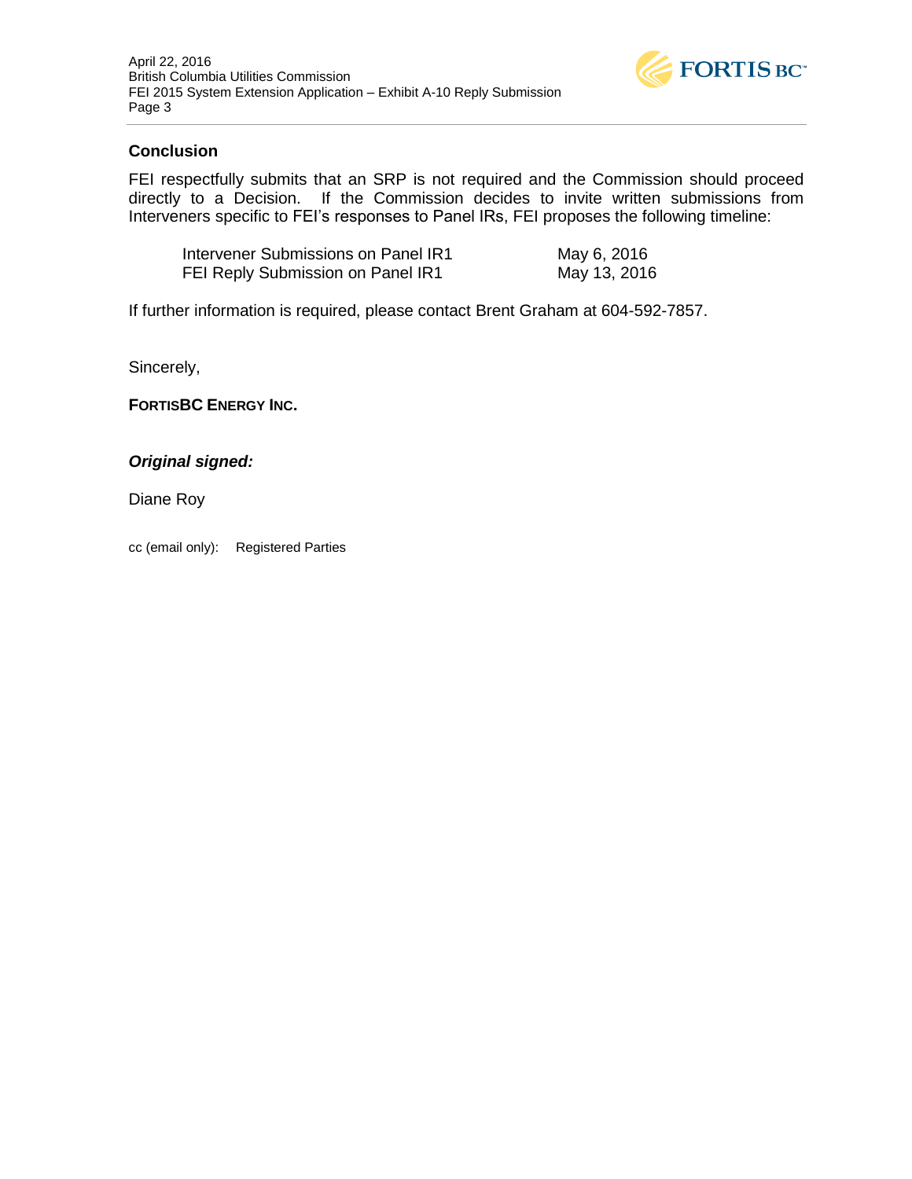## Conclusion

FEI respectfully submits that an SRP is not required and the Commission should proceed directly to a Decision. If the Commission decides to invite written submissions from Interveners specific to FEI's responses to Panel IRs, FEI proposes the following timeline:

| | |
|---|---|
| Intervener Submissions on Panel IR1 | May 6, 2016 |
| FEI Reply Submission on Panel IR1 | May 13, 2016 |

If further information is required, please contact Brent Graham at 604-592-7857.

Sincerely,

**FORTISBC ENERGY INC.**

***Original signed:***

Diane Roy

cc (email only): Registered Parties